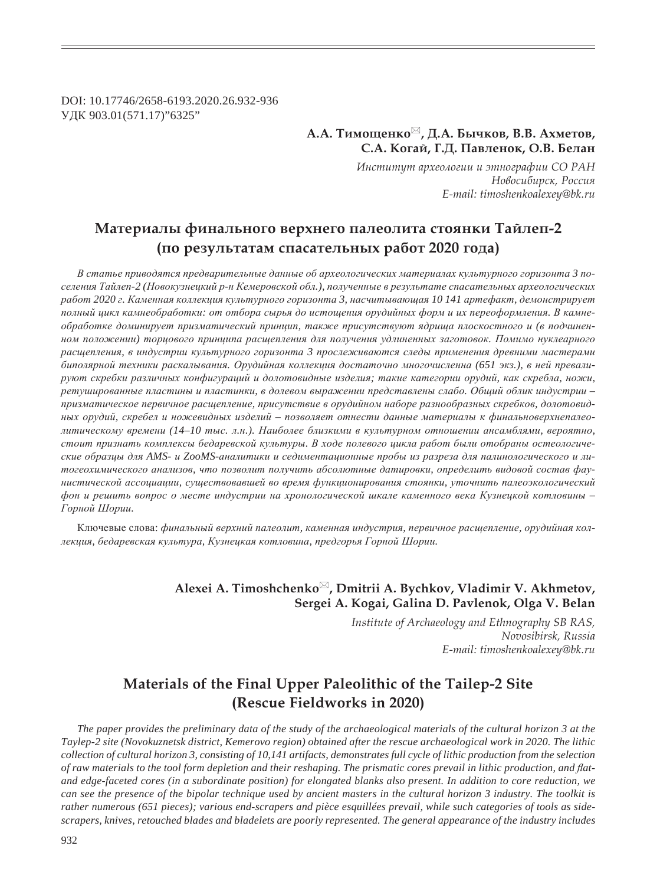DOI: 10.17746/2658-6193.2020.26.932-936
УДК 903.01(571.17)"6325"

**А.А. Тимощенко✉, Д.А. Бычков, В.В. Ахметов, С.А. Когай, Г.Д. Павленок, О.В. Белан**

*Институт археологии и этнографии СО РАН*
*Новосибирск, Россия*
*E-mail: timoshenkoalexey@bk.ru*

# Материалы финального верхнего палеолита стоянки Тайлеп-2 (по результатам спасательных работ 2020 года)

*В статье приводятся предварительные данные об археологических материалах культурного горизонта 3 поселения Тайлеп-2 (Новокузнецкий р-н Кемеровской обл.), полученные в результате спасательных археологических работ 2020 г. Каменная коллекция культурного горизонта 3, насчитывающая 10 141 артефакт, демонстрирует полный цикл камнеобработки: от отбора сырья до истощения орудийных форм и их переоформления. В камнеобработке доминирует призматический принцип, также присутствуют ядрища плоскостного и (в подчиненном положении) торцового принципа расщепления для получения удлиненных заготовок. Помимо нуклеарного расщепления, в индустрии культурного горизонта 3 прослеживаются следы применения древними мастерами биполярной техники раскалывания. Орудийная коллекция достаточно многочисленна (651 экз.), в ней превалируют скребки различных конфигураций и долотовидные изделия; такие категории орудий, как скребла, ножи, ретушированные пластины и пластинки, в долевом выражении представлены слабо. Общий облик индустрии – призматическое первичное расщепление, присутствие в орудийном наборе разнообразных скребков, долотовидных орудий, скребел и ножевидных изделий – позволяет отнести данные материалы к финальноверхнепалеолитическому времени (14–10 тыс. л.н.). Наиболее близкими в культурном отношении ансамблями, вероятно, стоит признать комплексы бедаревской культуры. В ходе полевого цикла работ были отобраны остеологические образцы для AMS- и ZooMS-аналитики и седиментационные пробы из разреза для палинологического и литогеохимического анализов, что позволит получить абсолютные датировки, определить видовой состав фаунистической ассоциации, существовавшей во время функционирования стоянки, уточнить палеоэкологический фон и решить вопрос о месте индустрии на хронологической шкале каменного века Кузнецкой котловины – Горной Шории.*

Ключевые слова: *финальный верхний палеолит, каменная индустрия, первичное расщепление, орудийная коллекция, бедаревская культура, Кузнецкая котловина, предгорья Горной Шории.*

**Alexei A. Timoshchenko✉, Dmitrii A. Bychkov, Vladimir V. Akhmetov, Sergei A. Kogai, Galina D. Pavlenok, Olga V. Belan**

*Institute of Archaeology and Ethnography SB RAS,*
*Novosibirsk, Russia*
*E-mail: timoshenkoalexey@bk.ru*

# Materials of the Final Upper Paleolithic of the Tailep-2 Site (Rescue Fieldworks in 2020)

*The paper provides the preliminary data of the study of the archaeological materials of the cultural horizon 3 at the Taylep-2 site (Novokuznetsk district, Kemerovo region) obtained after the rescue archaeological work in 2020. The lithic collection of cultural horizon 3, consisting of 10,141 artifacts, demonstrates full cycle of lithic production from the selection of raw materials to the tool form depletion and their reshaping. The prismatic cores prevail in lithic production, and flat- and edge-faceted cores (in a subordinate position) for elongated blanks also present. In addition to core reduction, we can see the presence of the bipolar technique used by ancient masters in the cultural horizon 3 industry. The toolkit is rather numerous (651 pieces); various end-scrapers and pièce esquillées prevail, while such categories of tools as side-scrapers, knives, retouched blades and bladelets are poorly represented. The general appearance of the industry includes*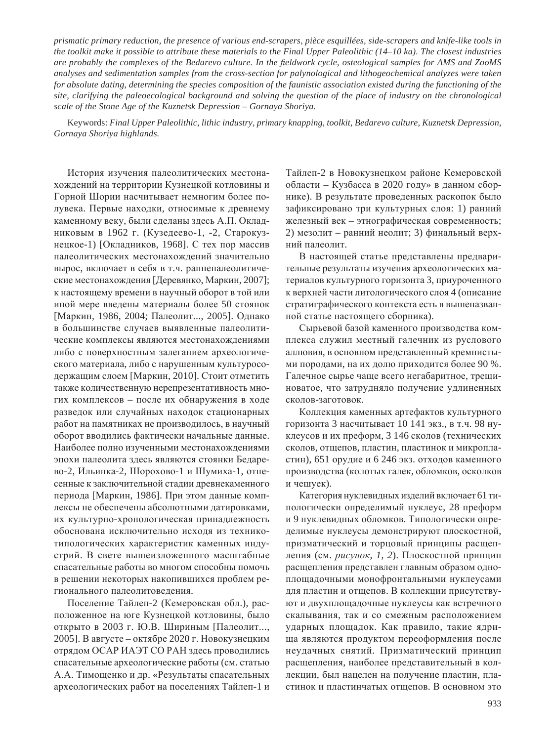*prismatic primary reduction, the presence of various end-scrapers, pièce esquillées, side-scrapers and knife-like tools in the toolkit make it possible to attribute these materials to the Final Upper Paleolithic (14–10 ka). The closest industries are probably the complexes of the Bedarevo culture. In the fieldwork cycle, osteological samples for AMS and ZooMS analyses and sedimentation samples from the cross-section for palynological and lithogeochemical analyzes were taken for absolute dating, determining the species composition of the faunistic association existed during the functioning of the site, clarifying the paleoecological background and solving the question of the place of industry on the chronological scale of the Stone Age of the Kuznetsk Depression – Gornaya Shoriya.*

Keywords: *Final Upper Paleolithic, lithic industry, primary knapping, toolkit, Bedarevo culture, Kuznetsk Depression, Gornaya Shoriya highlands.*

История изучения палеолитических местонахождений на территории Кузнецкой котловины и Горной Шории насчитывает немногим более полувека. Первые находки, относимые к древнему каменному веку, были сделаны здесь А.П. Окладниковым в 1962 г. (Кузедеево-1, -2, Старокузнецкое-1) [Окладников, 1968]. С тех пор массив палеолитических местонахождений значительно вырос, включает в себя в т.ч. раннепалеолитические местонахождения [Деревянко, Маркин, 2007]; к настоящему времени в научный оборот в той или иной мере введены материалы более 50 стоянок [Маркин, 1986, 2004; Палеолит..., 2005]. Однако в большинстве случаев выявленные палеолитические комплексы являются местонахождениями либо с поверхностным залеганием археологического материала, либо с нарушенным культуросодержащим слоем [Маркин, 2010]. Стоит отметить также количественную нерепрезентативность многих комплексов – после их обнаружения в ходе разведок или случайных находок стационарных работ на памятниках не производилось, в научный оборот вводились фактически начальные данные. Наиболее полно изученными местонахождениями эпохи палеолита здесь являются стоянки Бедарево-2, Ильинка-2, Шорохово-1 и Шумиха-1, отнесенные к заключительной стадии древнекаменного периода [Маркин, 1986]. При этом данные комплексы не обеспечены абсолютными датировками, их культурно-хронологическая принадлежность обоснована исключительно исходя из технико-типологических характеристик каменных индустрий. В свете вышеизложенного масштабные спасательные работы во многом способны помочь в решении некоторых накопившихся проблем регионального палеолитоведения.

Поселение Тайлеп-2 (Кемеровская обл.), расположенное на юге Кузнецкой котловины, было открыто в 2003 г. Ю.В. Шириным [Палеолит..., 2005]. В августе – октябре 2020 г. Новокузнецким отрядом ОСАР ИАЭТ СО РАН здесь проводились спасательные археологические работы (см. статью А.А. Тимощенко и др. «Результаты спасательных археологических работ на поселениях Тайлеп-1 и Тайлеп-2 в Новокузнецком районе Кемеровской области – Кузбасса в 2020 году» в данном сборнике). В результате проведенных раскопок было зафиксировано три культурных слоя: 1) ранний железный век – этнографическая современность; 2) мезолит – ранний неолит; 3) финальный верхний палеолит.

В настоящей статье представлены предварительные результаты изучения археологических материалов культурного горизонта 3, приуроченного к верхней части литологического слоя 4 (описание стратиграфического контекста есть в вышеназванной статье настоящего сборника).

Сырьевой базой каменного производства комплекса служил местный галечник из руслового аллювия, в основном представленный кремнистыми породами, на их долю приходится более 90 %. Галечное сырье чаще всего негабаритное, трещиноватое, что затрудняло получение удлиненных сколов-заготовок.

Коллекция каменных артефактов культурного горизонта 3 насчитывает 10 141 экз., в т.ч. 98 нуклеусов и их преформ, 3 146 сколов (технических сколов, отщепов, пластин, пластинок и микропластин), 651 орудие и 6 246 экз. отходов каменного производства (колотых галек, обломков, осколков и чешуек).

Категория нуклевидных изделий включает 61 типологически определимый нуклеус, 28 преформ и 9 нуклевидных обломков. Типологически определимые нуклеусы демонстрируют плоскостной, призматический и торцовый принципы расщепления (см. *рисунок*, *1*, *2*). Плоскостной принцип расщепления представлен главным образом одноплощадочными монофронтальными нуклеусами для пластин и отщепов. В коллекции присутствуют и двухплощадочные нуклеусы как встречного скалывания, так и со смежным расположением ударных площадок. Как правило, такие ядрища являются продуктом переоформления после неудачных снятий. Призматический принцип расщепления, наиболее представительный в коллекции, был нацелен на получение пластин, пластинок и пластинчатых отщепов. В основном это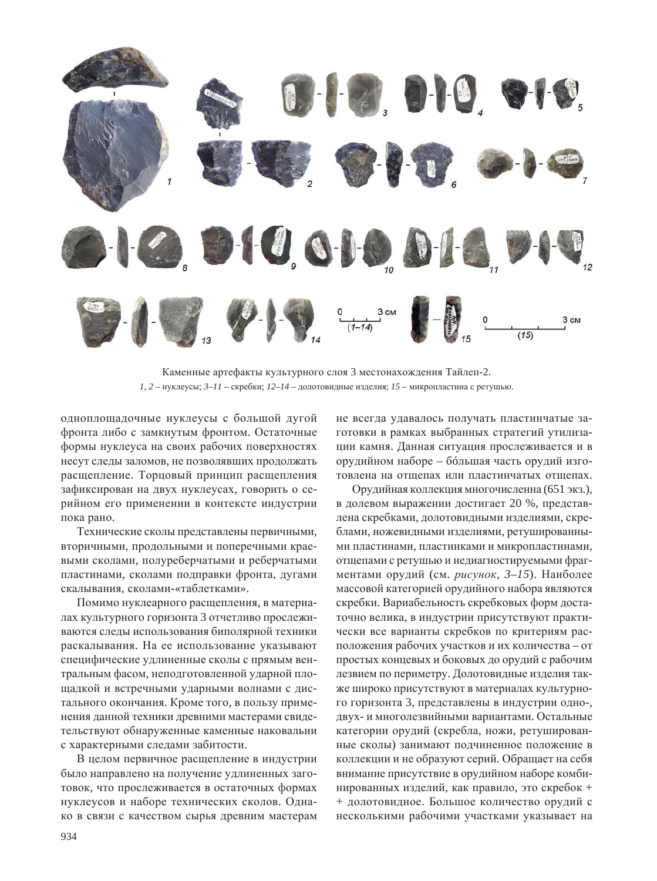Каменные артефакты культурного слоя 3 местонахождения Тайлеп-2.

*1, 2* – нуклеусы; *3–11* – скребки; *12–14* – долотовидные изделия; *15* – микропластина с ретушью.

одноплощадочные нуклеусы с большой дугой фронта либо с замкнутым фронтом. Остаточные формы нуклеуса на своих рабочих поверхностях несут следы заломов, не позволявших продолжать расщепление. Торцовый принцип расщепления зафиксирован на двух нуклеусах, говорить о серийном его применении в контексте индустрии пока рано.

Технические сколы представлены первичными, вторичными, продольными и поперечными краевыми сколами, полуреберчатыми и реберчатыми пластинами, сколами подправки фронта, дугами скалывания, сколами-«таблетками».

Помимо нуклеарного расщепления, в материалах культурного горизонта 3 отчетливо прослеживаются следы использования биполярной техники раскалывания. На ее использование указывают специфические удлиненные сколы с прямым вентральным фасом, неподготовленной ударной площадкой и встречными ударными волнами с дистального окончания. Кроме того, в пользу применения данной техники древними мастерами свидетельствуют обнаруженные каменные наковальни с характерными следами забитости.

В целом первичное расщепление в индустрии было направлено на получение удлиненных заготовок, что прослеживается в остаточных формах нуклеусов и наборе технических сколов. Однако в связи с качеством сырья древним мастерам не всегда удавалось получать пластинчатые заготовки в рамках выбранных стратегий утилизации камня. Данная ситуация прослеживается и в орудийном наборе – бóльшая часть орудий изготовлена на отщепах или пластинчатых отщепах.

Орудийная коллекция многочисленна (651 экз.), в долевом выражении достигает 20 %, представлена скребками, долотовидными изделиями, скреблами, ножевидными изделиями, ретушированными пластинами, пластинками и микропластинами, отщепами с ретушью и недиагностируемыми фрагментами орудий (см. *рисунок*, *3–15*). Наиболее массовой категорией орудийного набора являются скребки. Вариабельность скребковых форм достаточно велика, в индустрии присутствуют практически все варианты скребков по критериям расположения рабочих участков и их количества – от простых концевых и боковых до орудий с рабочим лезвием по периметру. Долотовидные изделия также широко присутствуют в материалах культурного горизонта 3, представлены в индустрии одно-, двух- и многолезвийными вариантами. Остальные категории орудий (скребла, ножи, ретушированные сколы) занимают подчиненное положение в коллекции и не образуют серий. Обращает на себя внимание присутствие в орудийном наборе комбинированных изделий, как правило, это скребок + + долотовидное. Большое количество орудий с несколькими рабочими участками указывает на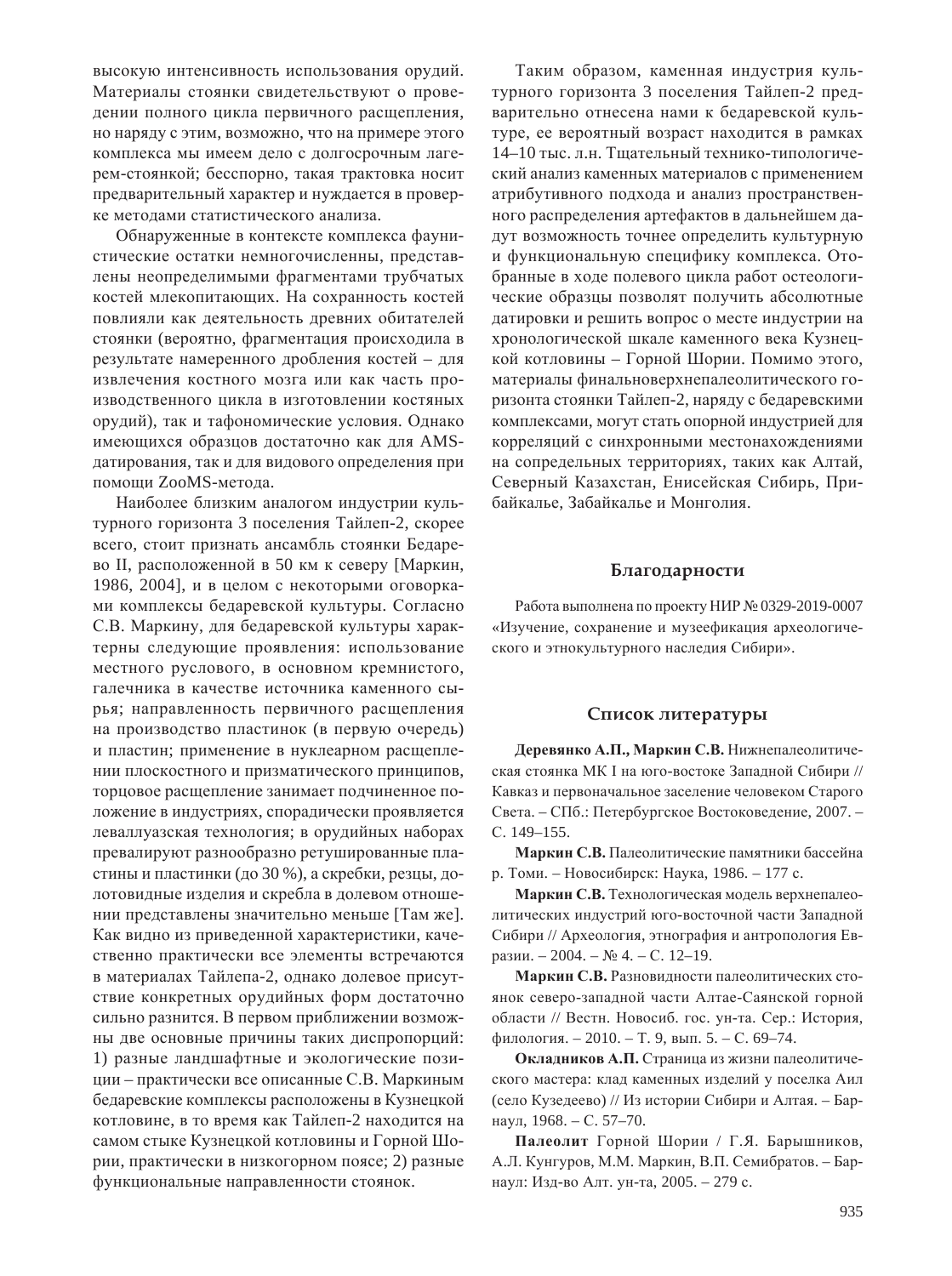высокую интенсивность использования орудий. Материалы стоянки свидетельствуют о проведении полного цикла первичного расщепления, но наряду с этим, возможно, что на примере этого комплекса мы имеем дело с долгосрочным лагерем-стоянкой; бесспорно, такая трактовка носит предварительный характер и нуждается в проверке методами статистического анализа.

Обнаруженные в контексте комплекса фаунистические остатки немногочисленны, представлены неопределимыми фрагментами трубчатых костей млекопитающих. На сохранность костей повлияли как деятельность древних обитателей стоянки (вероятно, фрагментация происходила в результате намеренного дробления костей – для извлечения костного мозга или как часть производственного цикла в изготовлении костяных орудий), так и тафономические условия. Однако имеющихся образцов достаточно как для AMS-датирования, так и для видового определения при помощи ZooMS-метода.

Наиболее близким аналогом индустрии культурного горизонта 3 поселения Тайлеп-2, скорее всего, стоит признать ансамбль стоянки Бедарево II, расположенной в 50 км к северу [Маркин, 1986, 2004], и в целом с некоторыми оговорками комплексы бедаревской культуры. Согласно С.В. Маркину, для бедаревской культуры характерны следующие проявления: использование местного руслового, в основном кремнистого, галечника в качестве источника каменного сырья; направленность первичного расщепления на производство пластинок (в первую очередь) и пластин; применение в нуклеарном расщеплении плоскостного и призматического принципов, торцовое расщепление занимает подчиненное положение в индустриях, спорадически проявляется леваллуазская технология; в орудийных наборах превалируют разнообразно ретушированные пластины и пластинки (до 30 %), а скребки, резцы, долотовидные изделия и скребла в долевом отношении представлены значительно меньше [Там же]. Как видно из приведенной характеристики, качественно практически все элементы встречаются в материалах Тайлепа-2, однако долевое присутствие конкретных орудийных форм достаточно сильно разнится. В первом приближении возможны две основные причины таких диспропорций: 1) разные ландшафтные и экологические позиции – практически все описанные С.В. Маркиным бедаревские комплексы расположены в Кузнецкой котловине, в то время как Тайлеп-2 находится на самом стыке Кузнецкой котловины и Горной Шории, практически в низкогорном поясе; 2) разные функциональные направленности стоянок.

Таким образом, каменная индустрия культурного горизонта 3 поселения Тайлеп-2 предварительно отнесена нами к бедаревской культуре, ее вероятный возраст находится в рамках 14–10 тыс. л.н. Тщательный технико-типологический анализ каменных материалов с применением атрибутивного подхода и анализ пространственного распределения артефактов в дальнейшем дадут возможность точнее определить культурную и функциональную специфику комплекса. Отобранные в ходе полевого цикла работ остеологические образцы позволят получить абсолютные датировки и решить вопрос о месте индустрии на хронологической шкале каменного века Кузнецкой котловины – Горной Шории. Помимо этого, материалы финальноверхнепалеолитического горизонта стоянки Тайлеп-2, наряду с бедаревскими комплексами, могут стать опорной индустрией для корреляций с синхронными местонахождениями на сопредельных территориях, таких как Алтай, Северный Казахстан, Енисейская Сибирь, Прибайкалье, Забайкалье и Монголия.

## Благодарности

Работа выполнена по проекту НИР № 0329-2019-0007 «Изучение, сохранение и музеефикация археологического и этнокультурного наследия Сибири».

## Список литературы

**Деревянко А.П., Маркин С.В.** Нижнепалеолитическая стоянка МК I на юго-востоке Западной Сибири // Кавказ и первоначальное заселение человеком Старого Света. – СПб.: Петербургское Востоковедение, 2007. – С. 149–155.

**Маркин С.В.** Палеолитические памятники бассейна р. Томи. – Новосибирск: Наука, 1986. – 177 с.

**Маркин С.В.** Технологическая модель верхнепалеолитических индустрий юго-восточной части Западной Сибири // Археология, этнография и антропология Евразии. – 2004. – № 4. – С. 12–19.

**Маркин С.В.** Разновидности палеолитических стоянок северо-западной части Алтае-Саянской горной области // Вестн. Новосиб. гос. ун-та. Сер.: История, филология. – 2010. – Т. 9, вып. 5. – С. 69–74.

**Окладников А.П.** Страница из жизни палеолитического мастера: клад каменных изделий у поселка Аил (село Кузедеево) // Из истории Сибири и Алтая. – Барнаул, 1968. – С. 57–70.

**Палеолит** Горной Шории / Г.Я. Барышников, А.Л. Кунгуров, М.М. Маркин, В.П. Семибратов. – Барнаул: Изд-во Алт. ун-та, 2005. – 279 с.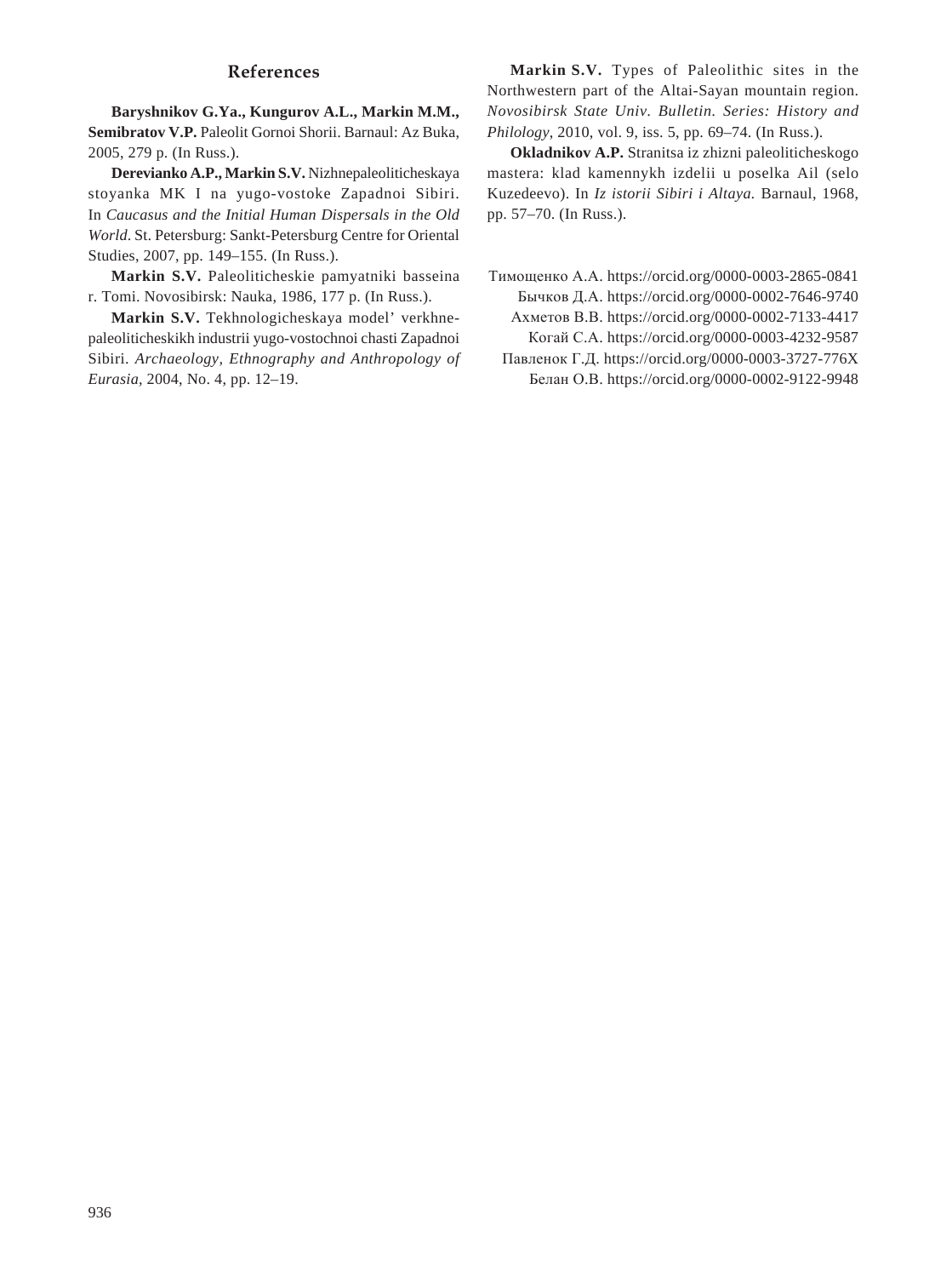## References

**Baryshnikov G.Ya., Kungurov A.L., Markin M.M., Semibratov V.P.** Paleolit Gornoi Shorii. Barnaul: Az Buka, 2005, 279 p. (In Russ.).

**Derevianko A.P., Markin S.V.** Nizhnepaleoliticheskaya stoyanka MK I na yugo-vostoke Zapadnoi Sibiri. In *Caucasus and the Initial Human Dispersals in the Old World*. St. Petersburg: Sankt-Petersburg Centre for Oriental Studies, 2007, pp. 149–155. (In Russ.).

**Markin S.V.** Paleoliticheskie pamyatniki basseina r. Tomi. Novosibirsk: Nauka, 1986, 177 p. (In Russ.).

**Markin S.V.** Tekhnologicheskaya model' verkhnepaleoliticheskikh industrii yugo-vostochnoi chasti Zapadnoi Sibiri. *Archaeology, Ethnography and Anthropology of Eurasia,* 2004, No. 4, pp. 12–19.

**Markin S.V.** Types of Paleolithic sites in the Northwestern part of the Altai-Sayan mountain region. *Novosibirsk State Univ. Bulletin. Series: History and Philology*, 2010, vol. 9, iss. 5, pp. 69–74. (In Russ.).

**Okladnikov A.P.** Stranitsa iz zhizni paleoliticheskogo mastera: klad kamennykh izdelii u poselka Ail (selo Kuzedeevo). In *Iz istorii Sibiri i Altaya.* Barnaul, 1968, pp. 57–70. (In Russ.).

Тимощенко А.А. https://orcid.org/0000-0003-2865-0841
Бычков Д.А. https://orcid.org/0000-0002-7646-9740
Ахметов В.В. https://orcid.org/0000-0002-7133-4417
Когай С.А. https://orcid.org/0000-0003-4232-9587
Павленок Г.Д. https://orcid.org/0000-0003-3727-776X
Белан О.В. https://orcid.org/0000-0002-9122-9948